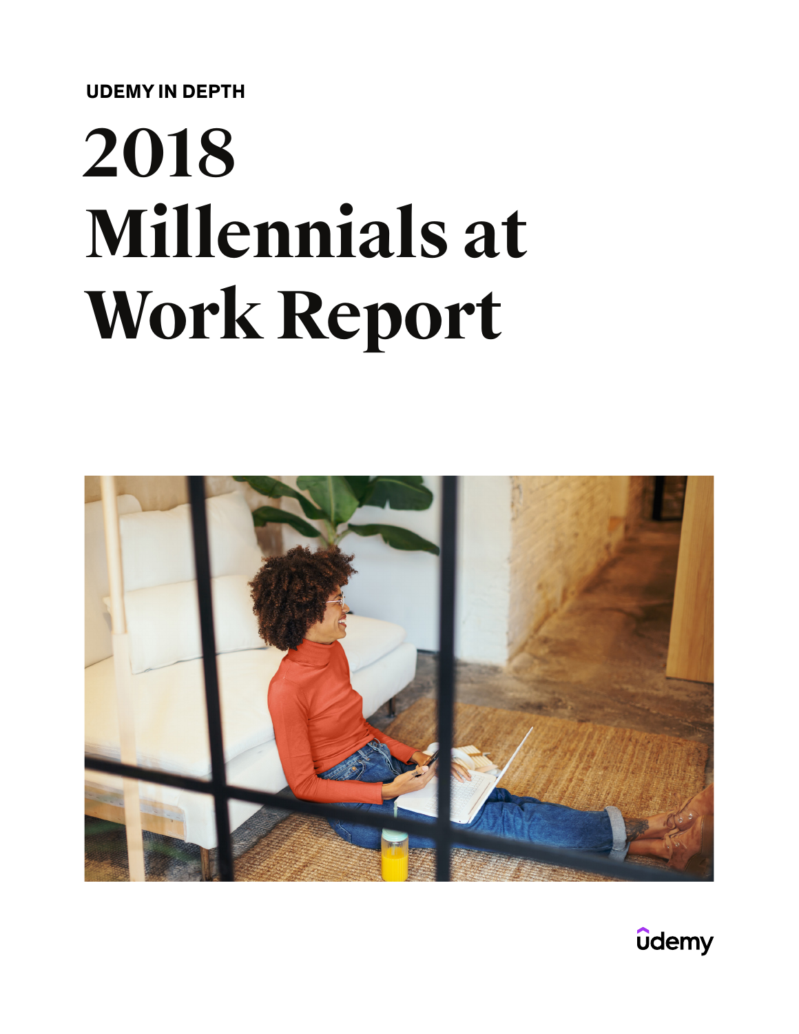UDEMY IN DEPTH

# 2018 Millennials at Work Report

udemy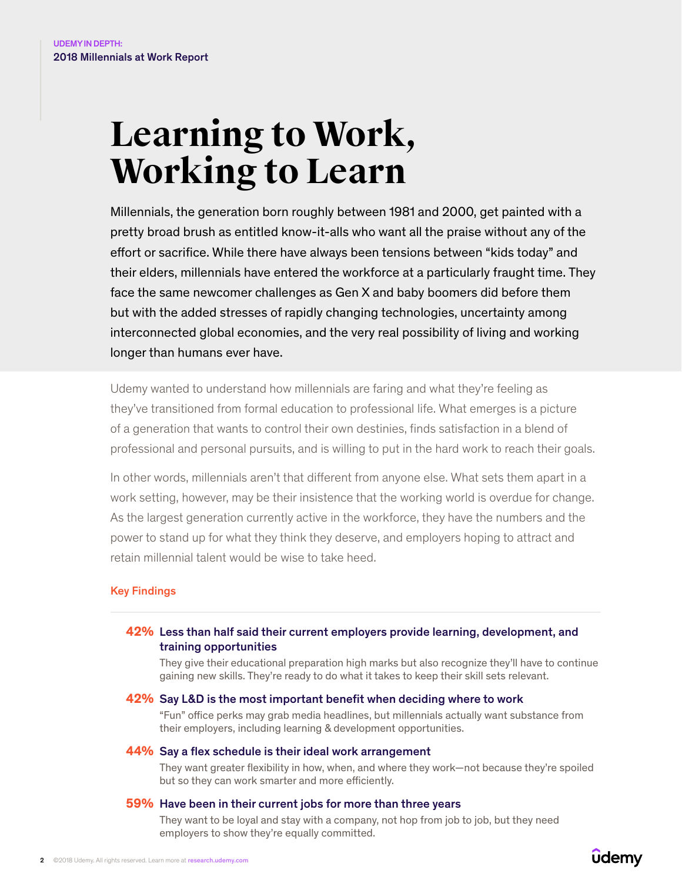# Learning to Work, Working to Learn

Millennials, the generation born roughly between 1981 and 2000, get painted with a pretty broad brush as entitled know-it-alls who want all the praise without any of the effort or sacrifice. While there have always been tensions between "kids today" and their elders, millennials have entered the workforce at a particularly fraught time. They face the same newcomer challenges as Gen X and baby boomers did before them but with the added stresses of rapidly changing technologies, uncertainty among interconnected global economies, and the very real possibility of living and working longer than humans ever have.

Udemy wanted to understand how millennials are faring and what they're feeling as they've transitioned from formal education to professional life. What emerges is a picture of a generation that wants to control their own destinies, finds satisfaction in a blend of professional and personal pursuits, and is willing to put in the hard work to reach their goals.

In other words, millennials aren't that different from anyone else. What sets them apart in a work setting, however, may be their insistence that the working world is overdue for change. As the largest generation currently active in the workforce, they have the numbers and the power to stand up for what they think they deserve, and employers hoping to attract and retain millennial talent would be wise to take heed.

## Key Findings

**42% Less than half said their current employers provide learning, development, and training opportunities**

They give their educational preparation high marks but also recognize they'll have to continue gaining new skills. They're ready to do what it takes to keep their skill sets relevant.

**42% Say L&D is the most important benefit when deciding where to work**

"Fun" office perks may grab media headlines, but millennials actually want substance from their employers, including learning & development opportunities.

**44% Say a flex schedule is their ideal work arrangement**

They want greater flexibility in how, when, and where they work—not because they're spoiled but so they can work smarter and more efficiently.

**59% Have been in their current jobs for more than three years**

They want to be loyal and stay with a company, not hop from job to job, but they need employers to show they're equally committed.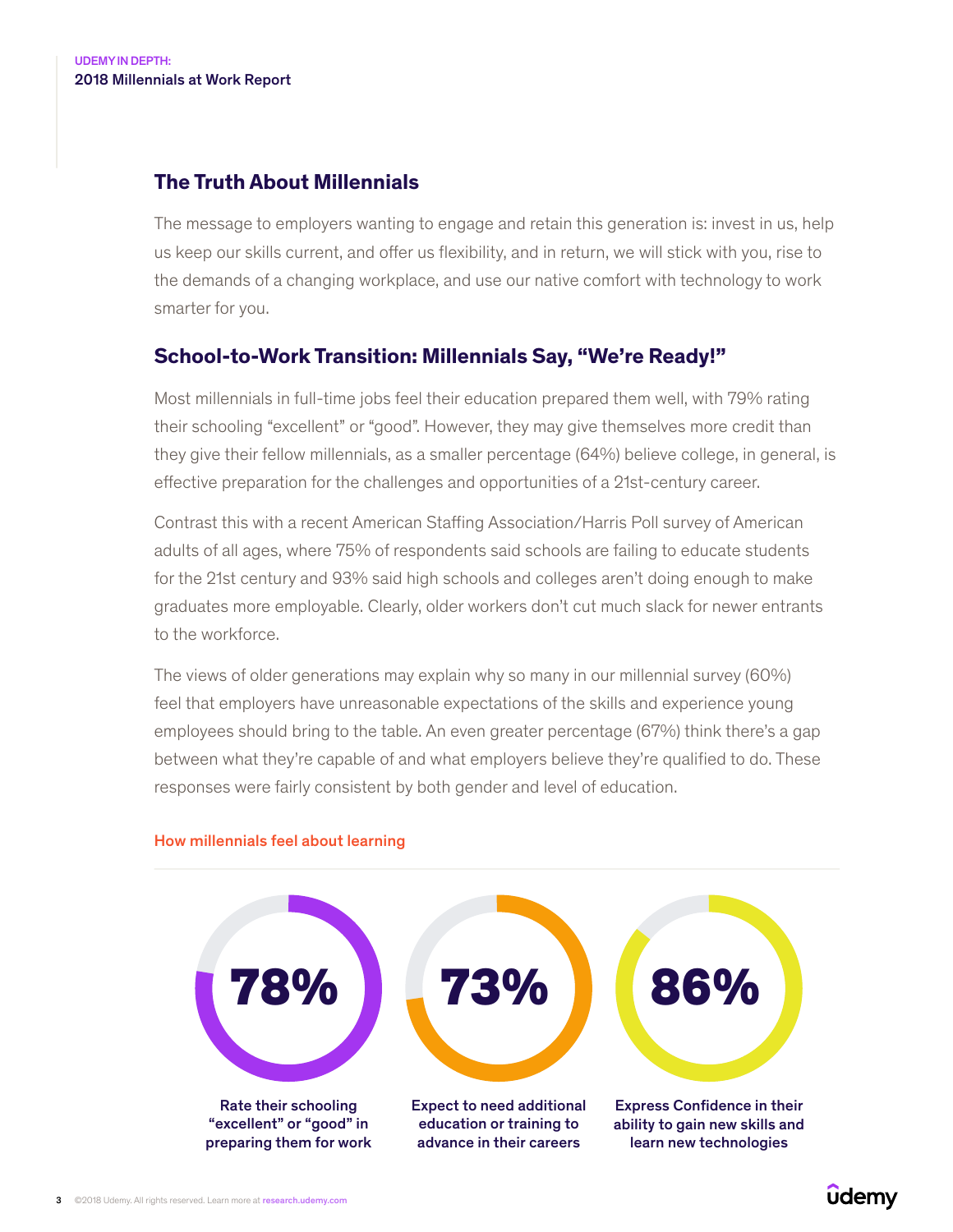## The Truth About Millennials

The message to employers wanting to engage and retain this generation is: invest in us, help us keep our skills current, and offer us flexibility, and in return, we will stick with you, rise to the demands of a changing workplace, and use our native comfort with technology to work smarter for you.

## School-to-Work Transition: Millennials Say, "We're Ready!"

Most millennials in full-time jobs feel their education prepared them well, with 79% rating their schooling "excellent" or "good". However, they may give themselves more credit than they give their fellow millennials, as a smaller percentage (64%) believe college, in general, is effective preparation for the challenges and opportunities of a 21st-century career.

Contrast this with a recent American Staffing Association/Harris Poll survey of American adults of all ages, where 75% of respondents said schools are failing to educate students for the 21st century and 93% said high schools and colleges aren't doing enough to make graduates more employable. Clearly, older workers don't cut much slack for newer entrants to the workforce.

The views of older generations may explain why so many in our millennial survey (60%) feel that employers have unreasonable expectations of the skills and experience young employees should bring to the table. An even greater percentage (67%) think there's a gap between what they're capable of and what employers believe they're qualified to do. These responses were fairly consistent by both gender and level of education.

**How millennials feel about learning**

**78%**
Rate their schooling "excellent" or "good" in preparing them for work

**73%**
Expect to need additional education or training to advance in their careers

**86%**
Express Confidence in their ability to gain new skills and learn new technologies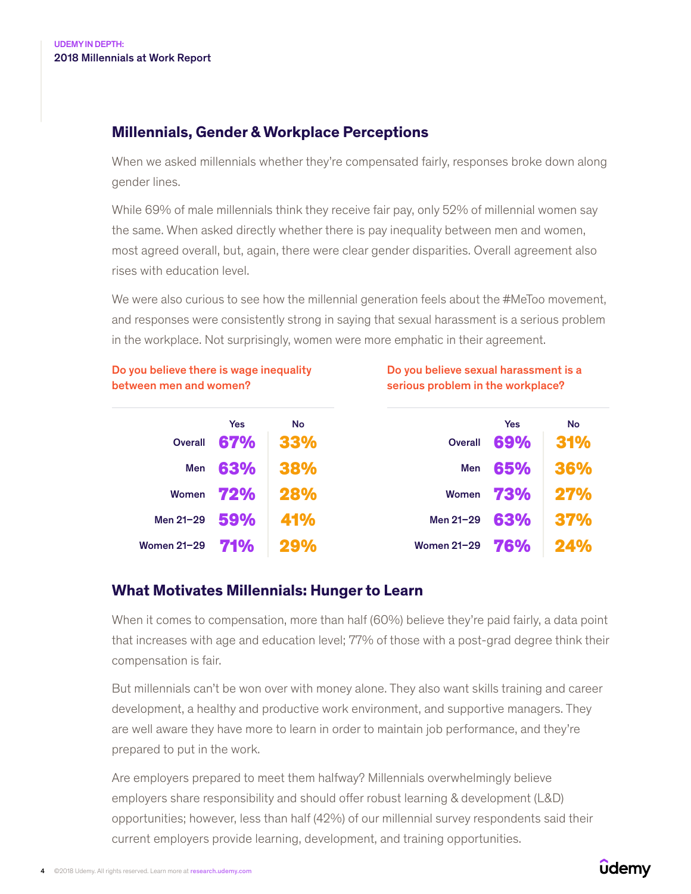## Millennials, Gender & Workplace Perceptions

When we asked millennials whether they're compensated fairly, responses broke down along gender lines.

While 69% of male millennials think they receive fair pay, only 52% of millennial women say the same. When asked directly whether there is pay inequality between men and women, most agreed overall, but, again, there were clear gender disparities. Overall agreement also rises with education level.

We were also curious to see how the millennial generation feels about the #MeToo movement, and responses were consistently strong in saying that sexual harassment is a serious problem in the workplace. Not surprisingly, women were more emphatic in their agreement.

**Do you believe there is wage inequality between men and women?**

| | Yes | No |
|---|---|---|
| Overall | 67% | 33% |
| Men | 63% | 38% |
| Women | 72% | 28% |
| Men 21–29 | 59% | 41% |
| Women 21–29 | 71% | 29% |

**Do you believe sexual harassment is a serious problem in the workplace?**

| | Yes | No |
|---|---|---|
| Overall | 69% | 31% |
| Men | 65% | 36% |
| Women | 73% | 27% |
| Men 21–29 | 63% | 37% |
| Women 21–29 | 76% | 24% |

## What Motivates Millennials: Hunger to Learn

When it comes to compensation, more than half (60%) believe they're paid fairly, a data point that increases with age and education level; 77% of those with a post-grad degree think their compensation is fair.

But millennials can't be won over with money alone. They also want skills training and career development, a healthy and productive work environment, and supportive managers. They are well aware they have more to learn in order to maintain job performance, and they're prepared to put in the work.

Are employers prepared to meet them halfway? Millennials overwhelmingly believe employers share responsibility and should offer robust learning & development (L&D) opportunities; however, less than half (42%) of our millennial survey respondents said their current employers provide learning, development, and training opportunities.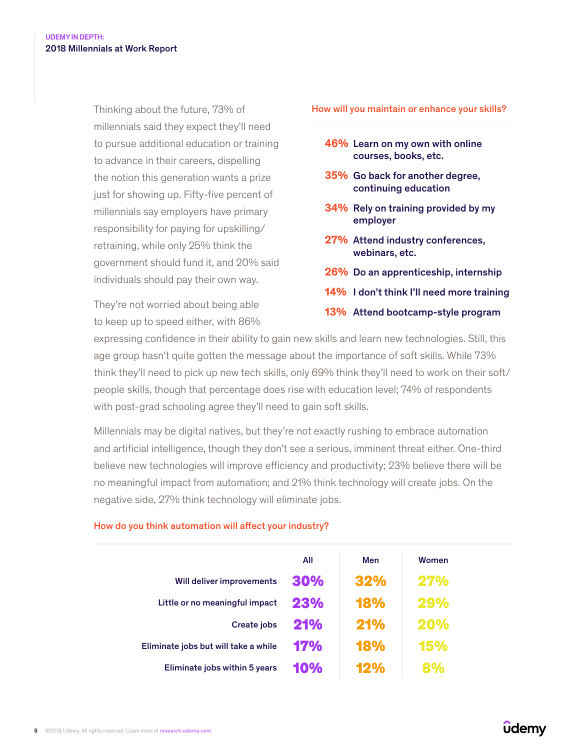Thinking about the future, 73% of millennials said they expect they'll need to pursue additional education or training to advance in their careers, dispelling the notion this generation wants a prize just for showing up. Fifty-five percent of millennials say employers have primary responsibility for paying for upskilling/retraining, while only 25% think the government should fund it, and 20% said individuals should pay their own way.

**How will you maintain or enhance your skills?**

- **46%** Learn on my own with online courses, books, etc.
- **35%** Go back for another degree, continuing education
- **34%** Rely on training provided by my employer
- **27%** Attend industry conferences, webinars, etc.
- **26%** Do an apprenticeship, internship
- **14%** I don't think I'll need more training
- **13%** Attend bootcamp-style program

They're not worried about being able to keep up to speed either, with 86% expressing confidence in their ability to gain new skills and learn new technologies. Still, this age group hasn't quite gotten the message about the importance of soft skills. While 73% think they'll need to pick up new tech skills, only 69% think they'll need to work on their soft/people skills, though that percentage does rise with education level; 74% of respondents with post-grad schooling agree they'll need to gain soft skills.

Millennials may be digital natives, but they're not exactly rushing to embrace automation and artificial intelligence, though they don't see a serious, imminent threat either. One-third believe new technologies will improve efficiency and productivity; 23% believe there will be no meaningful impact from automation; and 21% think technology will create jobs. On the negative side, 27% think technology will eliminate jobs.

**How do you think automation will affect your industry?**

| | All | Men | Women |
|---|---|---|---|
| Will deliver improvements | 30% | 32% | 27% |
| Little or no meaningful impact | 23% | 18% | 29% |
| Create jobs | 21% | 21% | 20% |
| Eliminate jobs but will take a while | 17% | 18% | 15% |
| Eliminate jobs within 5 years | 10% | 12% | 8% |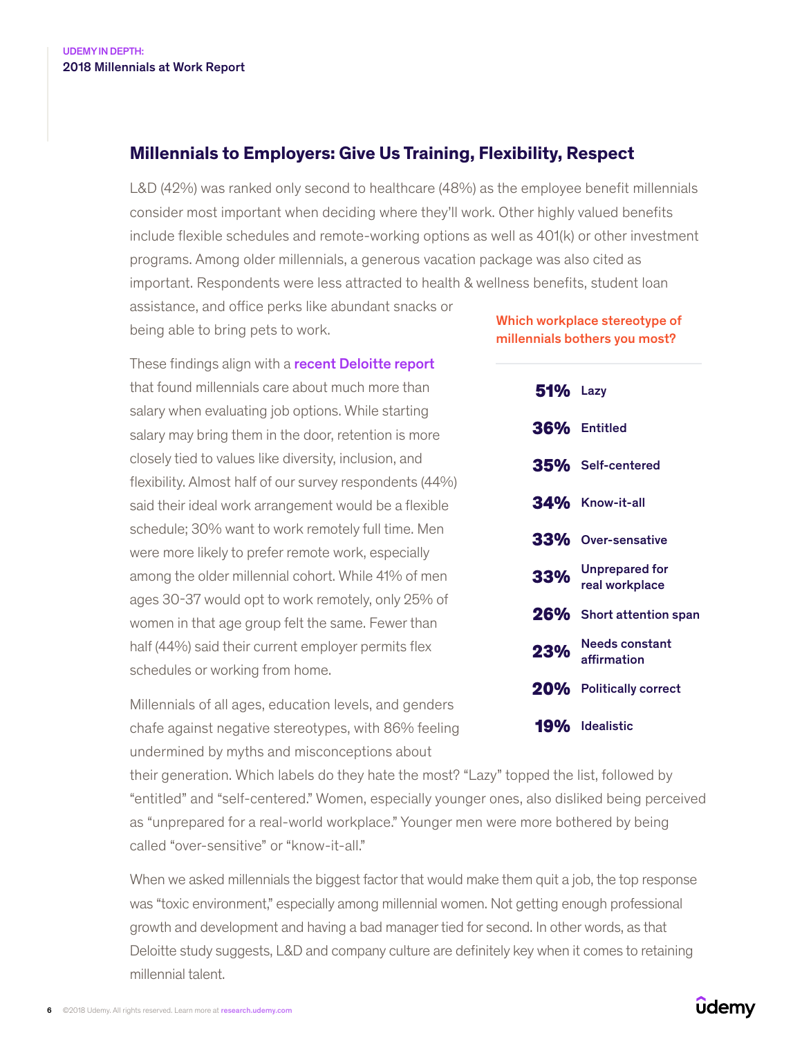## Millennials to Employers: Give Us Training, Flexibility, Respect

L&D (42%) was ranked only second to healthcare (48%) as the employee benefit millennials consider most important when deciding where they'll work. Other highly valued benefits include flexible schedules and remote-working options as well as 401(k) or other investment programs. Among older millennials, a generous vacation package was also cited as important. Respondents were less attracted to health & wellness benefits, student loan assistance, and office perks like abundant snacks or being able to bring pets to work.

These findings align with a recent Deloitte report that found millennials care about much more than salary when evaluating job options. While starting salary may bring them in the door, retention is more closely tied to values like diversity, inclusion, and flexibility. Almost half of our survey respondents (44%) said their ideal work arrangement would be a flexible schedule; 30% want to work remotely full time. Men were more likely to prefer remote work, especially among the older millennial cohort. While 41% of men ages 30-37 would opt to work remotely, only 25% of women in that age group felt the same. Fewer than half (44%) said their current employer permits flex schedules or working from home.

**Which workplace stereotype of millennials bothers you most?**

| % | Stereotype |
|---|---|
| 51% | Lazy |
| 36% | Entitled |
| 35% | Self-centered |
| 34% | Know-it-all |
| 33% | Over-sensative |
| 33% | Unprepared for real workplace |
| 26% | Short attention span |
| 23% | Needs constant affirmation |
| 20% | Politically correct |
| 19% | Idealistic |

Millennials of all ages, education levels, and genders chafe against negative stereotypes, with 86% feeling undermined by myths and misconceptions about their generation. Which labels do they hate the most? "Lazy" topped the list, followed by "entitled" and "self-centered." Women, especially younger ones, also disliked being perceived as "unprepared for a real-world workplace." Younger men were more bothered by being called "over-sensitive" or "know-it-all."

When we asked millennials the biggest factor that would make them quit a job, the top response was "toxic environment," especially among millennial women. Not getting enough professional growth and development and having a bad manager tied for second. In other words, as that Deloitte study suggests, L&D and company culture are definitely key when it comes to retaining millennial talent.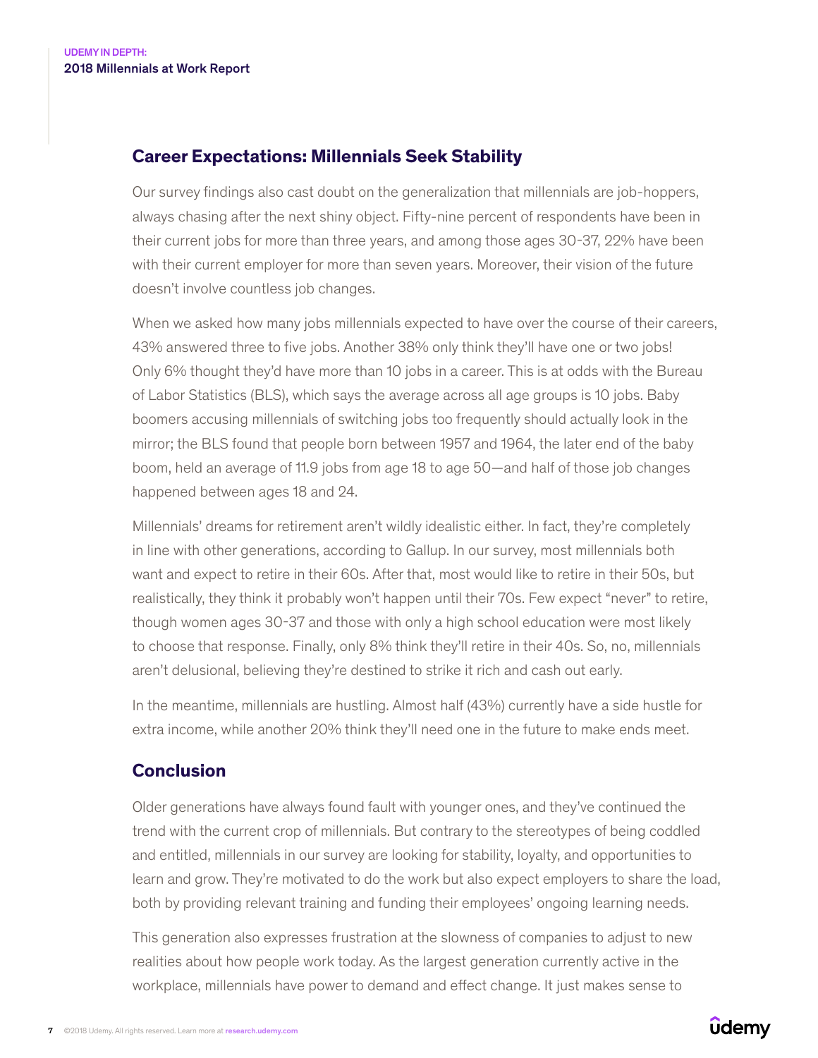## Career Expectations: Millennials Seek Stability

Our survey findings also cast doubt on the generalization that millennials are job-hoppers, always chasing after the next shiny object. Fifty-nine percent of respondents have been in their current jobs for more than three years, and among those ages 30-37, 22% have been with their current employer for more than seven years. Moreover, their vision of the future doesn't involve countless job changes.

When we asked how many jobs millennials expected to have over the course of their careers, 43% answered three to five jobs. Another 38% only think they'll have one or two jobs! Only 6% thought they'd have more than 10 jobs in a career. This is at odds with the Bureau of Labor Statistics (BLS), which says the average across all age groups is 10 jobs. Baby boomers accusing millennials of switching jobs too frequently should actually look in the mirror; the BLS found that people born between 1957 and 1964, the later end of the baby boom, held an average of 11.9 jobs from age 18 to age 50—and half of those job changes happened between ages 18 and 24.

Millennials' dreams for retirement aren't wildly idealistic either. In fact, they're completely in line with other generations, according to Gallup. In our survey, most millennials both want and expect to retire in their 60s. After that, most would like to retire in their 50s, but realistically, they think it probably won't happen until their 70s. Few expect "never" to retire, though women ages 30-37 and those with only a high school education were most likely to choose that response. Finally, only 8% think they'll retire in their 40s. So, no, millennials aren't delusional, believing they're destined to strike it rich and cash out early.

In the meantime, millennials are hustling. Almost half (43%) currently have a side hustle for extra income, while another 20% think they'll need one in the future to make ends meet.

## Conclusion

Older generations have always found fault with younger ones, and they've continued the trend with the current crop of millennials. But contrary to the stereotypes of being coddled and entitled, millennials in our survey are looking for stability, loyalty, and opportunities to learn and grow. They're motivated to do the work but also expect employers to share the load, both by providing relevant training and funding their employees' ongoing learning needs.

This generation also expresses frustration at the slowness of companies to adjust to new realities about how people work today. As the largest generation currently active in the workplace, millennials have power to demand and effect change. It just makes sense to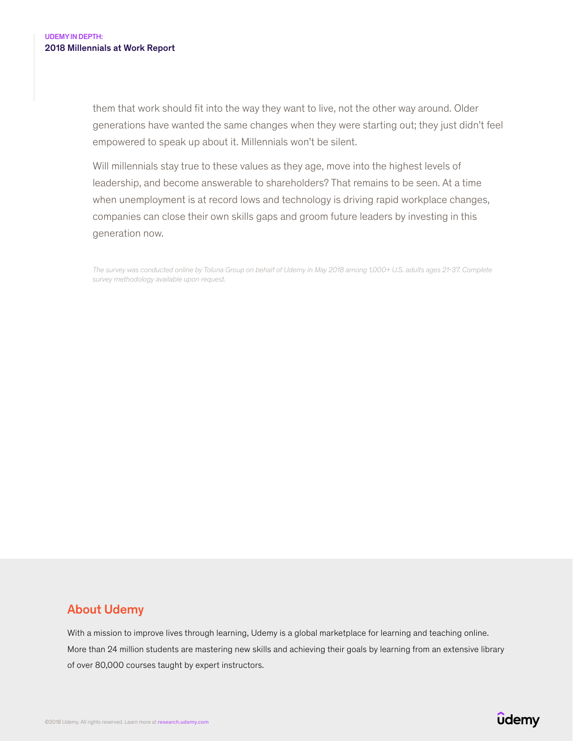them that work should fit into the way they want to live, not the other way around. Older generations have wanted the same changes when they were starting out; they just didn't feel empowered to speak up about it. Millennials won't be silent.

Will millennials stay true to these values as they age, move into the highest levels of leadership, and become answerable to shareholders? That remains to be seen. At a time when unemployment is at record lows and technology is driving rapid workplace changes, companies can close their own skills gaps and groom future leaders by investing in this generation now.

*The survey was conducted online by Toluna Group on behalf of Udemy in May 2018 among 1,000+ U.S. adults ages 21-37. Complete survey methodology available upon request.*

## About Udemy

With a mission to improve lives through learning, Udemy is a global marketplace for learning and teaching online. More than 24 million students are mastering new skills and achieving their goals by learning from an extensive library of over 80,000 courses taught by expert instructors.

©2018 Udemy. All rights reserved. Learn more at research.udemy.com